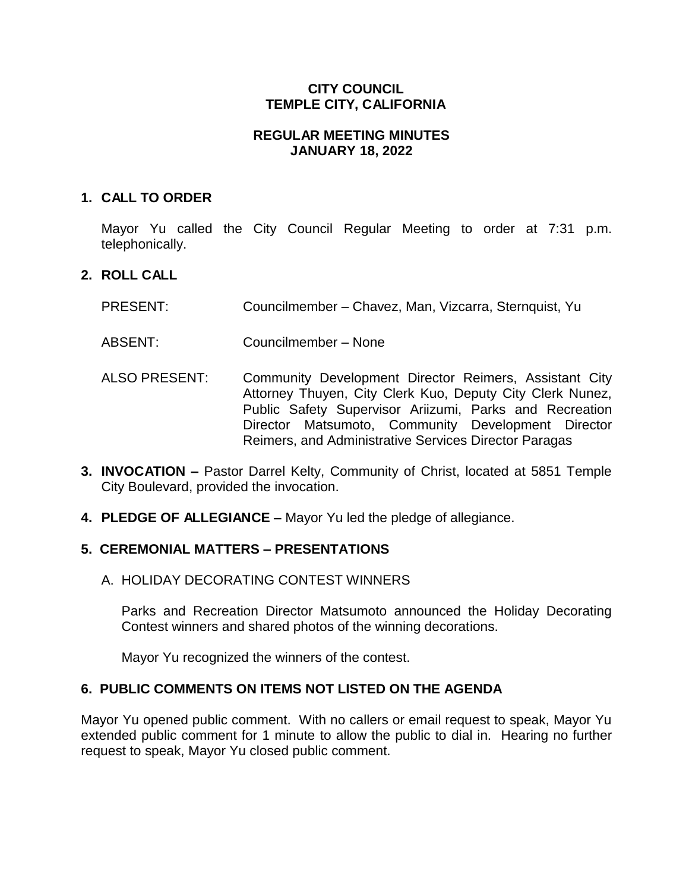# CITY COUNCIL
# TEMPLE CITY, CALIFORNIA

## REGULAR MEETING MINUTES
## JANUARY 18, 2022

### 1. CALL TO ORDER

Mayor Yu called the City Council Regular Meeting to order at 7:31 p.m. telephonically.

### 2. ROLL CALL

PRESENT: Councilmember – Chavez, Man, Vizcarra, Sternquist, Yu

ABSENT: Councilmember – None

ALSO PRESENT: Community Development Director Reimers, Assistant City Attorney Thuyen, City Clerk Kuo, Deputy City Clerk Nunez, Public Safety Supervisor Ariizumi, Parks and Recreation Director Matsumoto, Community Development Director Reimers, and Administrative Services Director Paragas

**3. INVOCATION –** Pastor Darrel Kelty, Community of Christ, located at 5851 Temple City Boulevard, provided the invocation.

**4. PLEDGE OF ALLEGIANCE –** Mayor Yu led the pledge of allegiance.

### 5. CEREMONIAL MATTERS – PRESENTATIONS

A. HOLIDAY DECORATING CONTEST WINNERS

Parks and Recreation Director Matsumoto announced the Holiday Decorating Contest winners and shared photos of the winning decorations.

Mayor Yu recognized the winners of the contest.

### 6. PUBLIC COMMENTS ON ITEMS NOT LISTED ON THE AGENDA

Mayor Yu opened public comment. With no callers or email request to speak, Mayor Yu extended public comment for 1 minute to allow the public to dial in. Hearing no further request to speak, Mayor Yu closed public comment.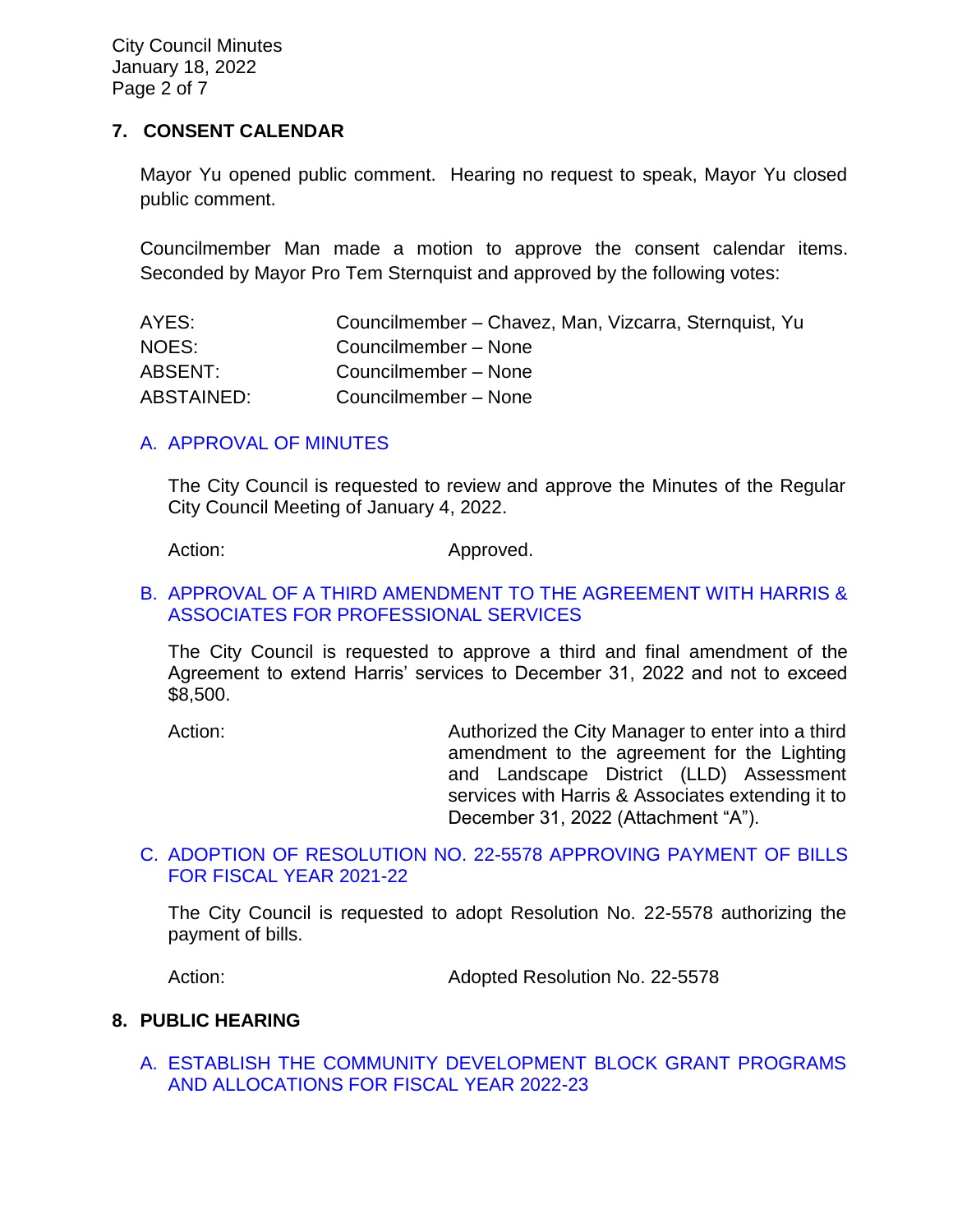## 7. CONSENT CALENDAR

Mayor Yu opened public comment. Hearing no request to speak, Mayor Yu closed public comment.

Councilmember Man made a motion to approve the consent calendar items. Seconded by Mayor Pro Tem Sternquist and approved by the following votes:

| | |
|---|---|
| AYES: | Councilmember – Chavez, Man, Vizcarra, Sternquist, Yu |
| NOES: | Councilmember – None |
| ABSENT: | Councilmember – None |
| ABSTAINED: | Councilmember – None |

### A. APPROVAL OF MINUTES

The City Council is requested to review and approve the Minutes of the Regular City Council Meeting of January 4, 2022.

Action: Approved.

### B. APPROVAL OF A THIRD AMENDMENT TO THE AGREEMENT WITH HARRIS & ASSOCIATES FOR PROFESSIONAL SERVICES

The City Council is requested to approve a third and final amendment of the Agreement to extend Harris' services to December 31, 2022 and not to exceed $8,500.

Action: Authorized the City Manager to enter into a third amendment to the agreement for the Lighting and Landscape District (LLD) Assessment services with Harris & Associates extending it to December 31, 2022 (Attachment "A").

### C. ADOPTION OF RESOLUTION NO. 22-5578 APPROVING PAYMENT OF BILLS FOR FISCAL YEAR 2021-22

The City Council is requested to adopt Resolution No. 22-5578 authorizing the payment of bills.

Action: Adopted Resolution No. 22-5578

## 8. PUBLIC HEARING

### A. ESTABLISH THE COMMUNITY DEVELOPMENT BLOCK GRANT PROGRAMS AND ALLOCATIONS FOR FISCAL YEAR 2022-23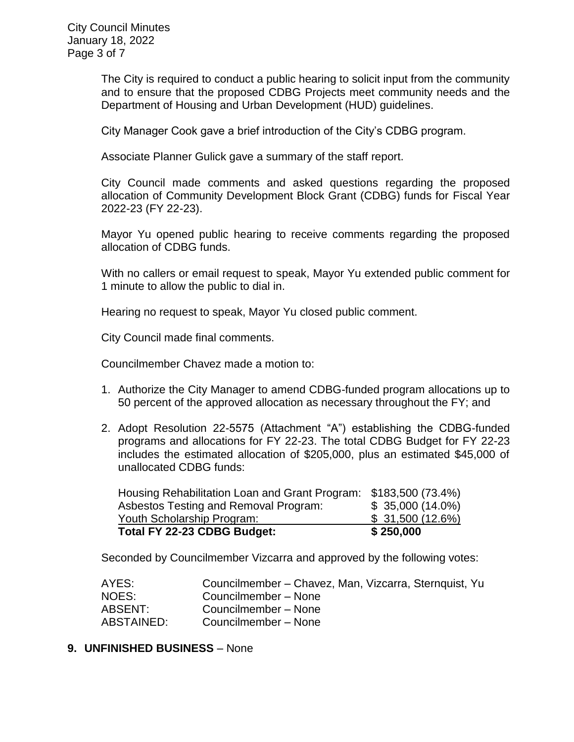The City is required to conduct a public hearing to solicit input from the community and to ensure that the proposed CDBG Projects meet community needs and the Department of Housing and Urban Development (HUD) guidelines.

City Manager Cook gave a brief introduction of the City's CDBG program.

Associate Planner Gulick gave a summary of the staff report.

City Council made comments and asked questions regarding the proposed allocation of Community Development Block Grant (CDBG) funds for Fiscal Year 2022-23 (FY 22-23).

Mayor Yu opened public hearing to receive comments regarding the proposed allocation of CDBG funds.

With no callers or email request to speak, Mayor Yu extended public comment for 1 minute to allow the public to dial in.

Hearing no request to speak, Mayor Yu closed public comment.

City Council made final comments.

Councilmember Chavez made a motion to:

1. Authorize the City Manager to amend CDBG-funded program allocations up to 50 percent of the approved allocation as necessary throughout the FY; and

2. Adopt Resolution 22-5575 (Attachment "A") establishing the CDBG-funded programs and allocations for FY 22-23. The total CDBG Budget for FY 22-23 includes the estimated allocation of $205,000, plus an estimated $45,000 of unallocated CDBG funds:

| | |
|---|---|
| Housing Rehabilitation Loan and Grant Program: | $183,500 (73.4%) |
| Asbestos Testing and Removal Program: | $ 35,000 (14.0%) |
| Youth Scholarship Program: | $ 31,500 (12.6%) |
| **Total FY 22-23 CDBG Budget:** | **$ 250,000** |

Seconded by Councilmember Vizcarra and approved by the following votes:

| | |
|---|---|
| AYES: | Councilmember – Chavez, Man, Vizcarra, Sternquist, Yu |
| NOES: | Councilmember – None |
| ABSENT: | Councilmember – None |
| ABSTAINED: | Councilmember – None |

**9. UNFINISHED BUSINESS** – None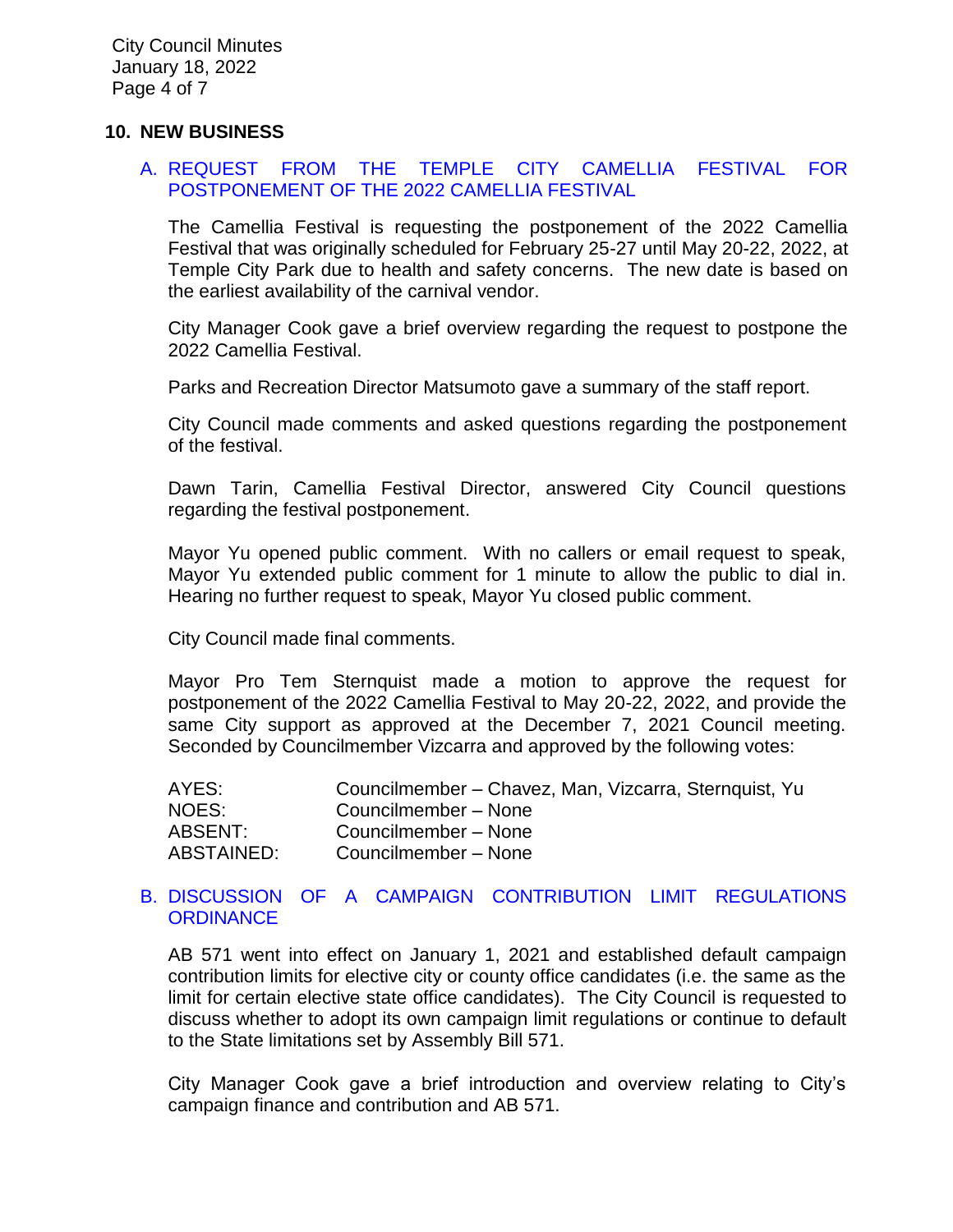## 10. NEW BUSINESS

### A. REQUEST FROM THE TEMPLE CITY CAMELLIA FESTIVAL FOR POSTPONEMENT OF THE 2022 CAMELLIA FESTIVAL

The Camellia Festival is requesting the postponement of the 2022 Camellia Festival that was originally scheduled for February 25-27 until May 20-22, 2022, at Temple City Park due to health and safety concerns. The new date is based on the earliest availability of the carnival vendor.

City Manager Cook gave a brief overview regarding the request to postpone the 2022 Camellia Festival.

Parks and Recreation Director Matsumoto gave a summary of the staff report.

City Council made comments and asked questions regarding the postponement of the festival.

Dawn Tarin, Camellia Festival Director, answered City Council questions regarding the festival postponement.

Mayor Yu opened public comment. With no callers or email request to speak, Mayor Yu extended public comment for 1 minute to allow the public to dial in. Hearing no further request to speak, Mayor Yu closed public comment.

City Council made final comments.

Mayor Pro Tem Sternquist made a motion to approve the request for postponement of the 2022 Camellia Festival to May 20-22, 2022, and provide the same City support as approved at the December 7, 2021 Council meeting. Seconded by Councilmember Vizcarra and approved by the following votes:

| | |
|---|---|
| AYES: | Councilmember – Chavez, Man, Vizcarra, Sternquist, Yu |
| NOES: | Councilmember – None |
| ABSENT: | Councilmember – None |
| ABSTAINED: | Councilmember – None |

### B. DISCUSSION OF A CAMPAIGN CONTRIBUTION LIMIT REGULATIONS ORDINANCE

AB 571 went into effect on January 1, 2021 and established default campaign contribution limits for elective city or county office candidates (i.e. the same as the limit for certain elective state office candidates). The City Council is requested to discuss whether to adopt its own campaign limit regulations or continue to default to the State limitations set by Assembly Bill 571.

City Manager Cook gave a brief introduction and overview relating to City's campaign finance and contribution and AB 571.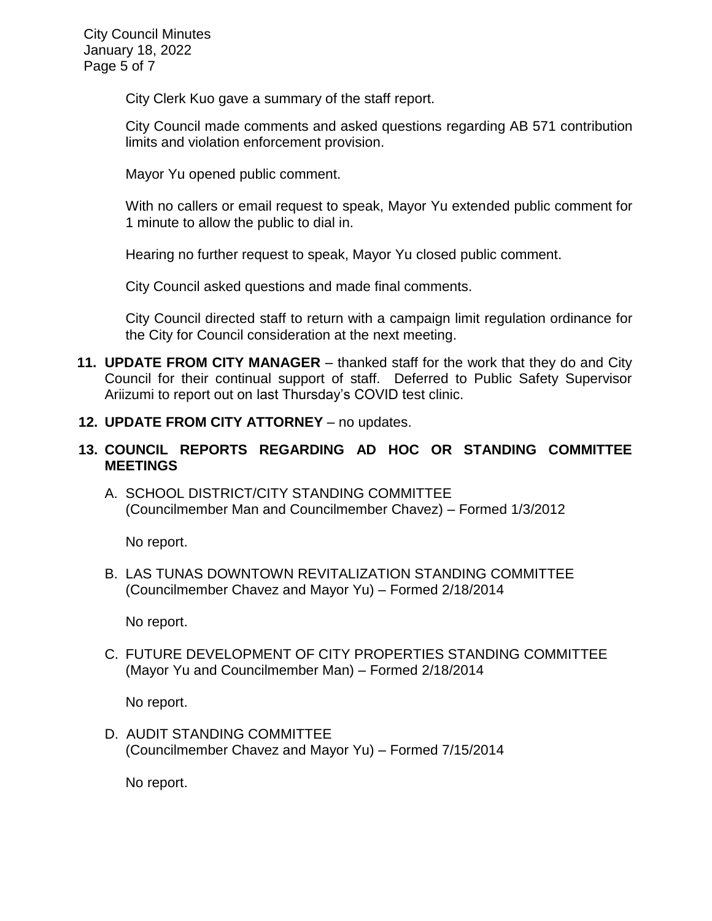City Clerk Kuo gave a summary of the staff report.

City Council made comments and asked questions regarding AB 571 contribution limits and violation enforcement provision.

Mayor Yu opened public comment.

With no callers or email request to speak, Mayor Yu extended public comment for 1 minute to allow the public to dial in.

Hearing no further request to speak, Mayor Yu closed public comment.

City Council asked questions and made final comments.

City Council directed staff to return with a campaign limit regulation ordinance for the City for Council consideration at the next meeting.

**11. UPDATE FROM CITY MANAGER** – thanked staff for the work that they do and City Council for their continual support of staff. Deferred to Public Safety Supervisor Ariizumi to report out on last Thursday's COVID test clinic.

**12. UPDATE FROM CITY ATTORNEY** – no updates.

**13. COUNCIL REPORTS REGARDING AD HOC OR STANDING COMMITTEE MEETINGS**

A. SCHOOL DISTRICT/CITY STANDING COMMITTEE
(Councilmember Man and Councilmember Chavez) – Formed 1/3/2012

No report.

B. LAS TUNAS DOWNTOWN REVITALIZATION STANDING COMMITTEE
(Councilmember Chavez and Mayor Yu) – Formed 2/18/2014

No report.

C. FUTURE DEVELOPMENT OF CITY PROPERTIES STANDING COMMITTEE
(Mayor Yu and Councilmember Man) – Formed 2/18/2014

No report.

D. AUDIT STANDING COMMITTEE
(Councilmember Chavez and Mayor Yu) – Formed 7/15/2014

No report.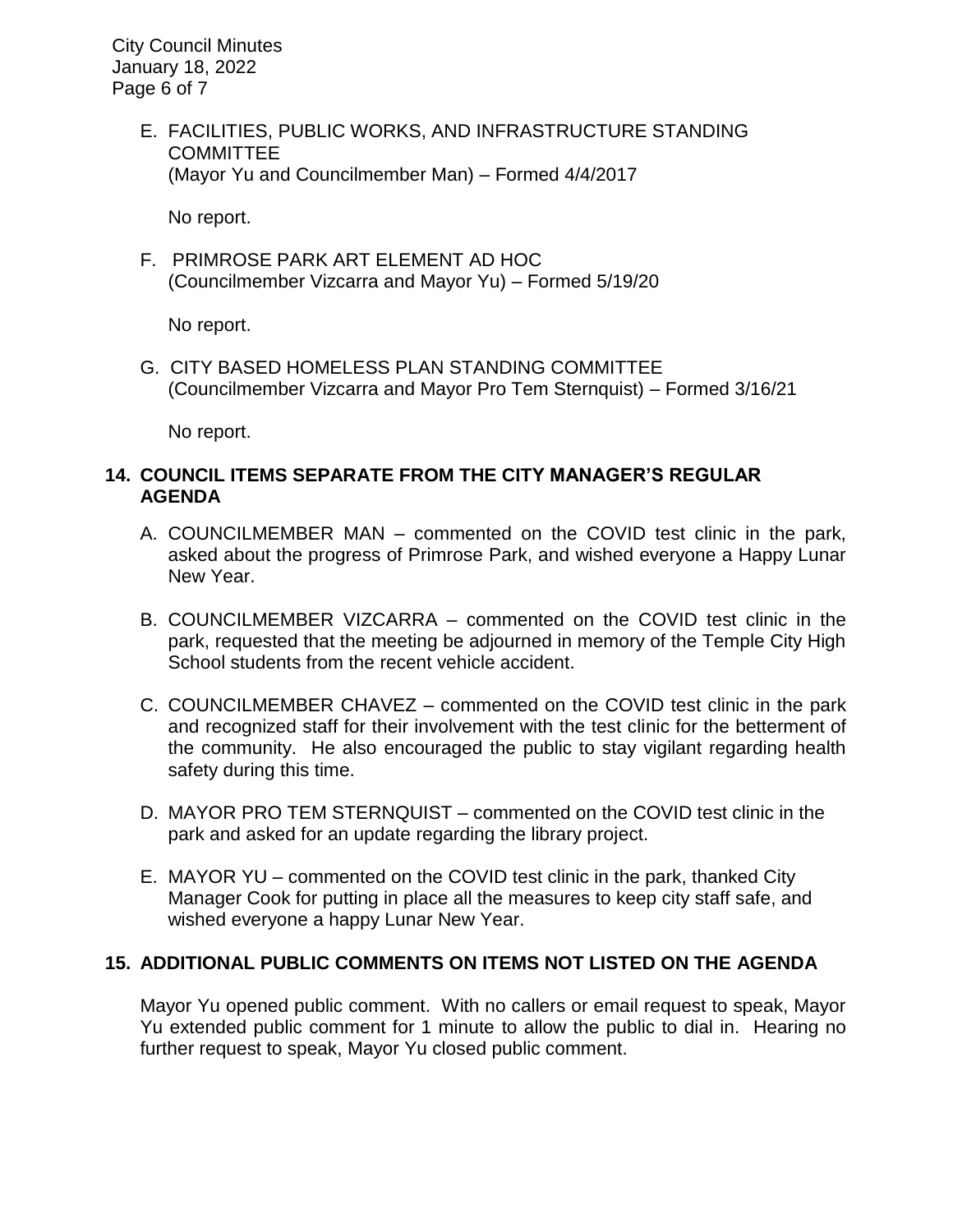E. FACILITIES, PUBLIC WORKS, AND INFRASTRUCTURE STANDING COMMITTEE
(Mayor Yu and Councilmember Man) – Formed 4/4/2017

No report.

F. PRIMROSE PARK ART ELEMENT AD HOC
(Councilmember Vizcarra and Mayor Yu) – Formed 5/19/20

No report.

G. CITY BASED HOMELESS PLAN STANDING COMMITTEE
(Councilmember Vizcarra and Mayor Pro Tem Sternquist) – Formed 3/16/21

No report.

## 14. COUNCIL ITEMS SEPARATE FROM THE CITY MANAGER'S REGULAR AGENDA

A. COUNCILMEMBER MAN – commented on the COVID test clinic in the park, asked about the progress of Primrose Park, and wished everyone a Happy Lunar New Year.

B. COUNCILMEMBER VIZCARRA – commented on the COVID test clinic in the park, requested that the meeting be adjourned in memory of the Temple City High School students from the recent vehicle accident.

C. COUNCILMEMBER CHAVEZ – commented on the COVID test clinic in the park and recognized staff for their involvement with the test clinic for the betterment of the community. He also encouraged the public to stay vigilant regarding health safety during this time.

D. MAYOR PRO TEM STERNQUIST – commented on the COVID test clinic in the park and asked for an update regarding the library project.

E. MAYOR YU – commented on the COVID test clinic in the park, thanked City Manager Cook for putting in place all the measures to keep city staff safe, and wished everyone a happy Lunar New Year.

## 15. ADDITIONAL PUBLIC COMMENTS ON ITEMS NOT LISTED ON THE AGENDA

Mayor Yu opened public comment. With no callers or email request to speak, Mayor Yu extended public comment for 1 minute to allow the public to dial in. Hearing no further request to speak, Mayor Yu closed public comment.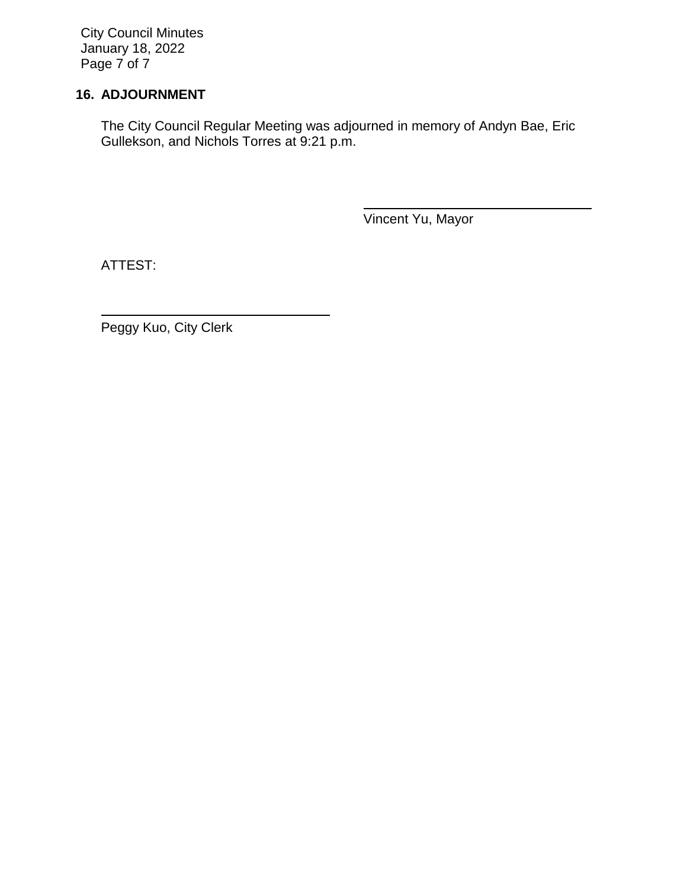## 16. ADJOURNMENT

The City Council Regular Meeting was adjourned in memory of Andyn Bae, Eric Gullekson, and Nichols Torres at 9:21 p.m.

\_\_\_\_\_\_\_\_\_\_\_\_\_\_\_\_\_\_\_\_\_\_\_\_\_\_\_\_\_\_\_\_

Vincent Yu, Mayor

ATTEST:

\_\_\_\_\_\_\_\_\_\_\_\_\_\_\_\_\_\_\_\_\_\_\_\_\_\_\_\_\_\_\_\_

Peggy Kuo, City Clerk